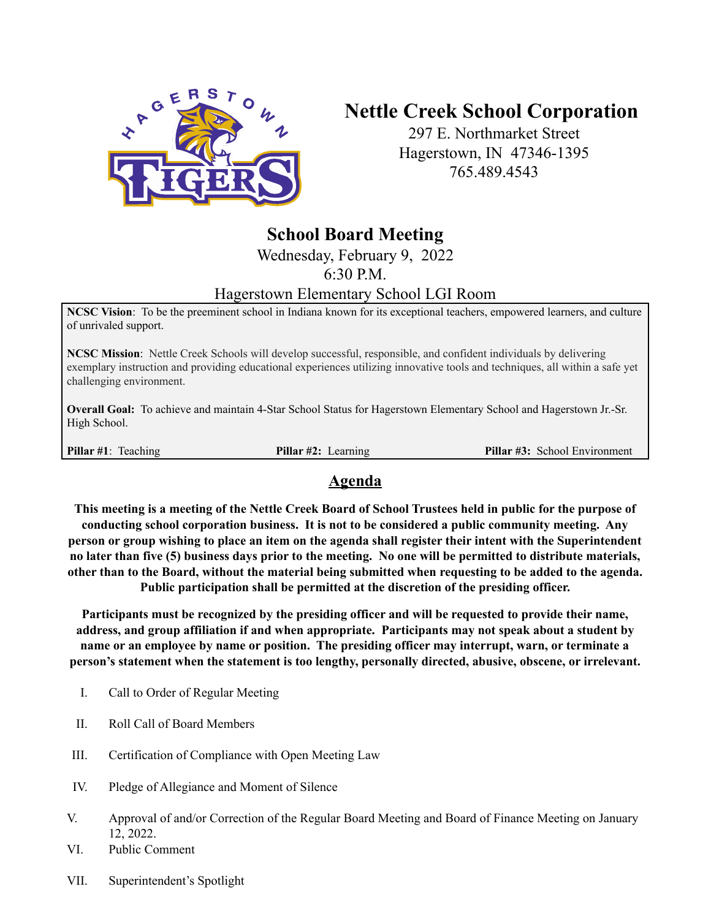# Nettle Creek School Corporation

297 E. Northmarket Street
Hagerstown, IN 47346-1395
765.489.4543

## School Board Meeting

Wednesday, February 9, 2022
6:30 P.M.
Hagerstown Elementary School LGI Room

**NCSC Vision**: To be the preeminent school in Indiana known for its exceptional teachers, empowered learners, and culture of unrivaled support.

**NCSC Mission**: Nettle Creek Schools will develop successful, responsible, and confident individuals by delivering exemplary instruction and providing educational experiences utilizing innovative tools and techniques, all within a safe yet challenging environment.

**Overall Goal:** To achieve and maintain 4-Star School Status for Hagerstown Elementary School and Hagerstown Jr.-Sr. High School.

**Pillar #1**: Teaching **Pillar #2:** Learning **Pillar #3:** School Environment

## Agenda

**This meeting is a meeting of the Nettle Creek Board of School Trustees held in public for the purpose of conducting school corporation business. It is not to be considered a public community meeting. Any person or group wishing to place an item on the agenda shall register their intent with the Superintendent no later than five (5) business days prior to the meeting. No one will be permitted to distribute materials, other than to the Board, without the material being submitted when requesting to be added to the agenda. Public participation shall be permitted at the discretion of the presiding officer.**

**Participants must be recognized by the presiding officer and will be requested to provide their name, address, and group affiliation if and when appropriate. Participants may not speak about a student by name or an employee by name or position. The presiding officer may interrupt, warn, or terminate a person's statement when the statement is too lengthy, personally directed, abusive, obscene, or irrelevant.**

I. Call to Order of Regular Meeting

II. Roll Call of Board Members

III. Certification of Compliance with Open Meeting Law

IV. Pledge of Allegiance and Moment of Silence

V. Approval of and/or Correction of the Regular Board Meeting and Board of Finance Meeting on January 12, 2022.

VI. Public Comment

VII. Superintendent's Spotlight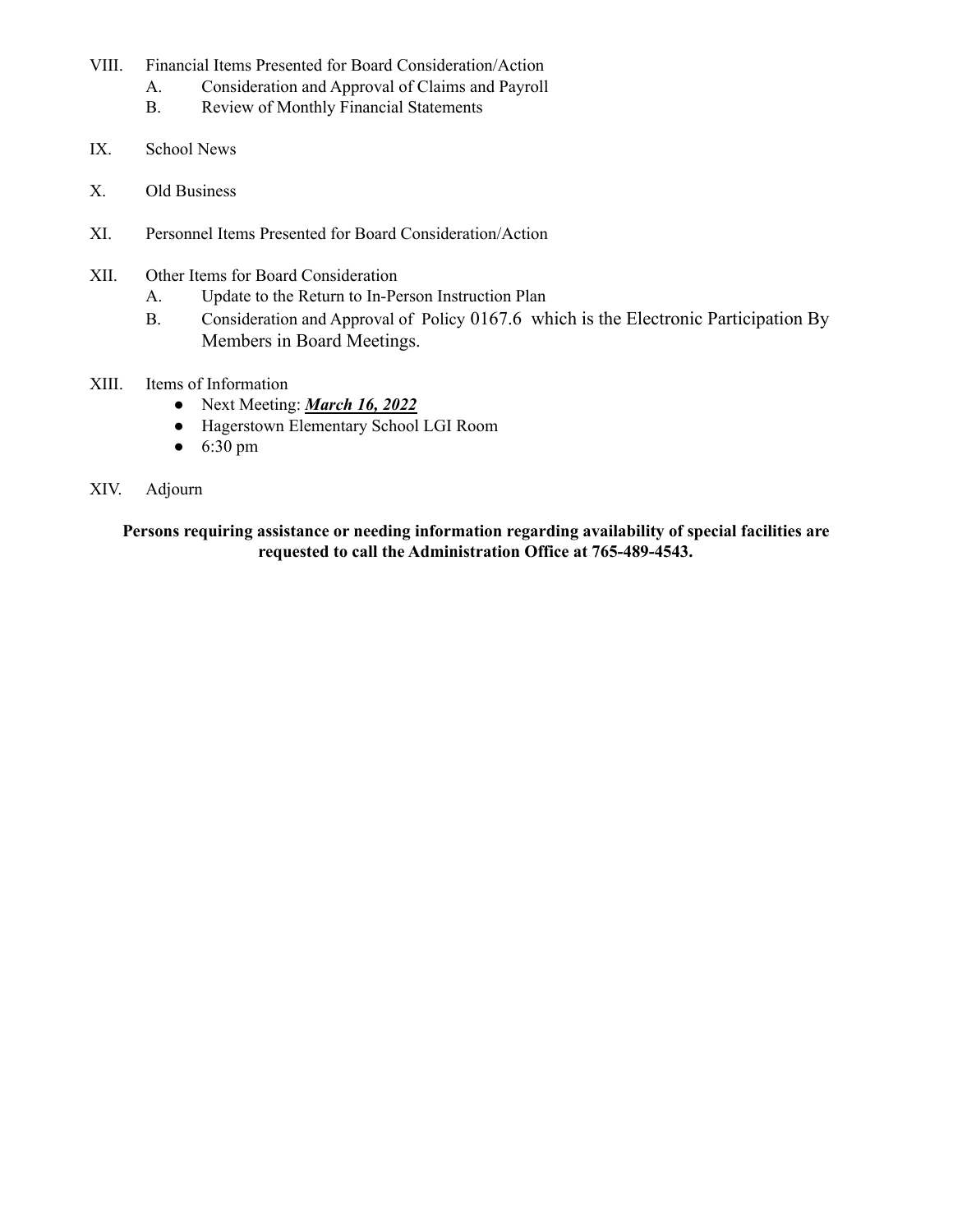VIII. Financial Items Presented for Board Consideration/Action
   A. Consideration and Approval of Claims and Payroll
   B. Review of Monthly Financial Statements

IX. School News

X. Old Business

XI. Personnel Items Presented for Board Consideration/Action

XII. Other Items for Board Consideration
   A. Update to the Return to In-Person Instruction Plan
   B. Consideration and Approval of Policy 0167.6 which is the Electronic Participation By Members in Board Meetings.

XIII. Items of Information
   - Next Meeting: ***March 16, 2022***
   - Hagerstown Elementary School LGI Room
   - 6:30 pm

XIV. Adjourn

**Persons requiring assistance or needing information regarding availability of special facilities are requested to call the Administration Office at 765-489-4543.**